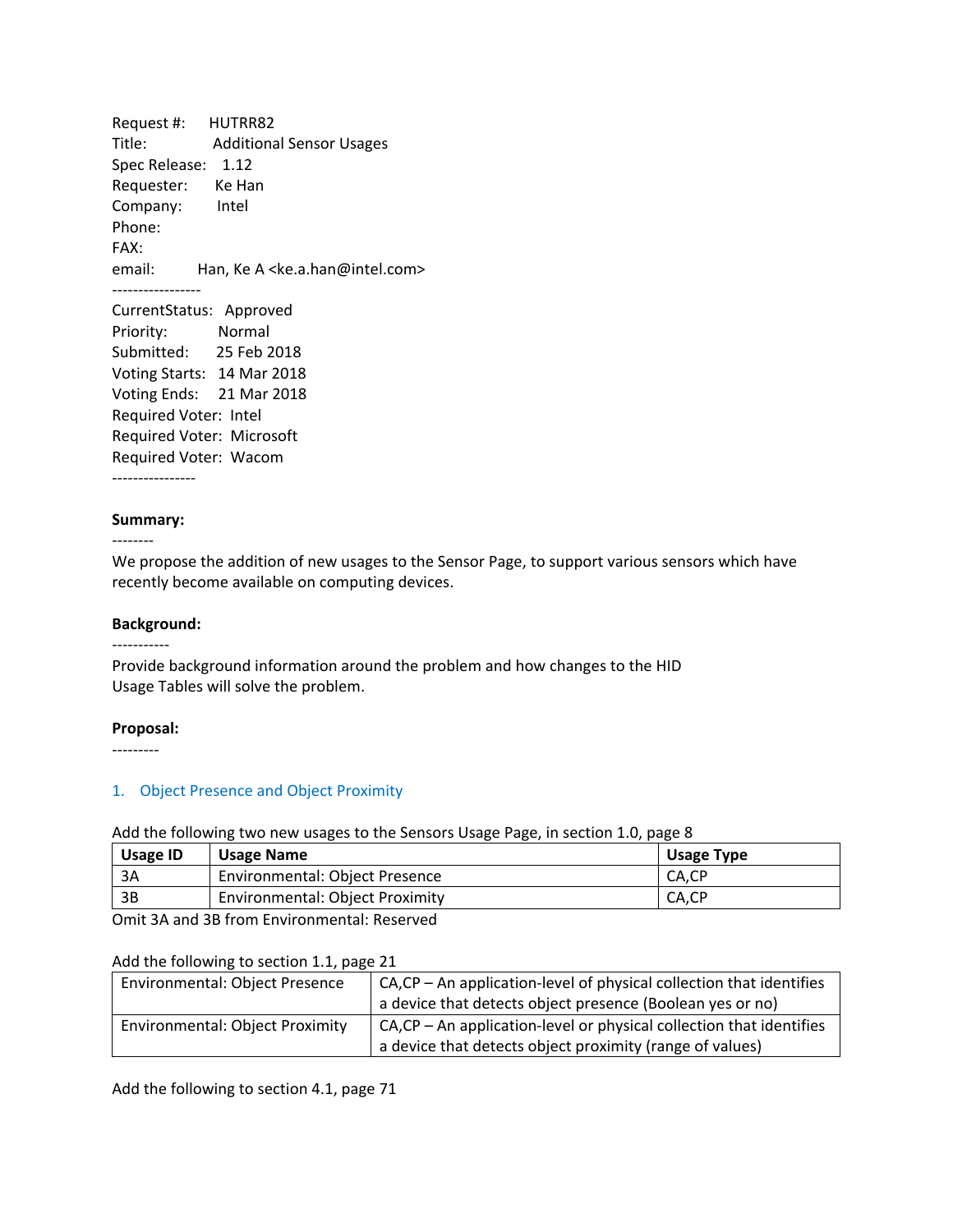Request #: HUTRR82
Title: Additional Sensor Usages
Spec Release: 1.12
Requester: Ke Han
Company: Intel
Phone:
FAX:
email: Han, Ke A <ke.a.han@intel.com>

-----------------

CurrentStatus: Approved
Priority: Normal
Submitted: 25 Feb 2018
Voting Starts: 14 Mar 2018
Voting Ends: 21 Mar 2018
Required Voter: Intel
Required Voter: Microsoft
Required Voter: Wacom

----------------

**Summary:**

--------

We propose the addition of new usages to the Sensor Page, to support various sensors which have recently become available on computing devices.

**Background:**

-----------

Provide background information around the problem and how changes to the HID Usage Tables will solve the problem.

**Proposal:**

---------

1. Object Presence and Object Proximity

Add the following two new usages to the Sensors Usage Page, in section 1.0, page 8

| Usage ID | Usage Name | Usage Type |
|---|---|---|
| 3A | Environmental: Object Presence | CA,CP |
| 3B | Environmental: Object Proximity | CA,CP |

Omit 3A and 3B from Environmental: Reserved

Add the following to section 1.1, page 21

| | |
|---|---|
| Environmental: Object Presence | CA,CP – An application-level of physical collection that identifies a device that detects object presence (Boolean yes or no) |
| Environmental: Object Proximity | CA,CP – An application-level or physical collection that identifies a device that detects object proximity (range of values) |

Add the following to section 4.1, page 71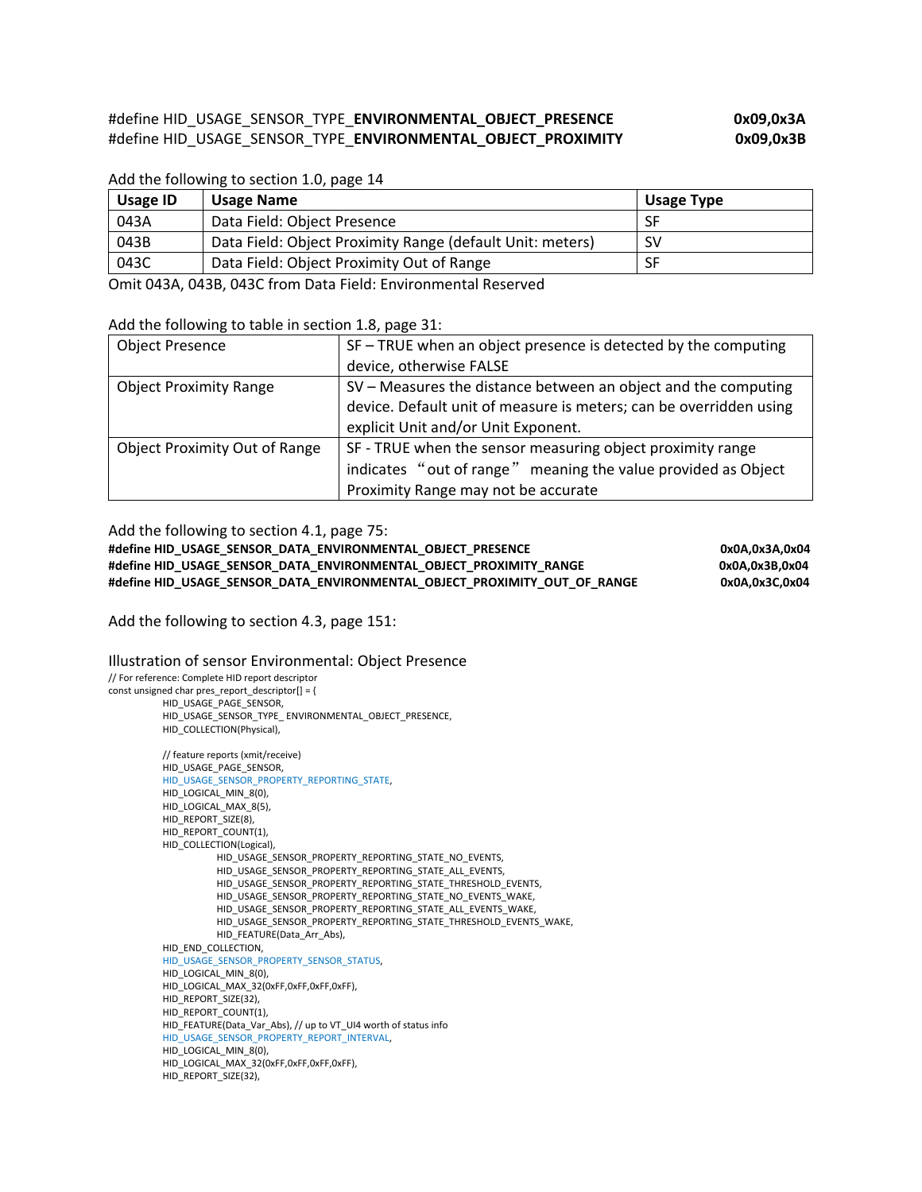```
#define HID_USAGE_SENSOR_TYPE_ENVIRONMENTAL_OBJECT_PRESENCE    0x09,0x3A
#define HID_USAGE_SENSOR_TYPE_ENVIRONMENTAL_OBJECT_PROXIMITY   0x09,0x3B
```

Add the following to section 1.0, page 14

| Usage ID | Usage Name | Usage Type |
|---|---|---|
| 043A | Data Field: Object Presence | SF |
| 043B | Data Field: Object Proximity Range (default Unit: meters) | SV |
| 043C | Data Field: Object Proximity Out of Range | SF |

Omit 043A, 043B, 043C from Data Field: Environmental Reserved

Add the following to table in section 1.8, page 31:

| | |
|---|---|
| Object Presence | SF – TRUE when an object presence is detected by the computing device, otherwise FALSE |
| Object Proximity Range | SV – Measures the distance between an object and the computing device. Default unit of measure is meters; can be overridden using explicit Unit and/or Unit Exponent. |
| Object Proximity Out of Range | SF - TRUE when the sensor measuring object proximity range indicates “out of range” meaning the value provided as Object Proximity Range may not be accurate |

Add the following to section 4.1, page 75:

```
#define HID_USAGE_SENSOR_DATA_ENVIRONMENTAL_OBJECT_PRESENCE                0x0A,0x3A,0x04
#define HID_USAGE_SENSOR_DATA_ENVIRONMENTAL_OBJECT_PROXIMITY_RANGE         0x0A,0x3B,0x04
#define HID_USAGE_SENSOR_DATA_ENVIRONMENTAL_OBJECT_PROXIMITY_OUT_OF_RANGE  0x0A,0x3C,0x04
```

Add the following to section 4.3, page 151:

Illustration of sensor Environmental: Object Presence

```
// For reference: Complete HID report descriptor
const unsigned char pres_report_descriptor[] = {
        HID_USAGE_PAGE_SENSOR,
        HID_USAGE_SENSOR_TYPE_ ENVIRONMENTAL_OBJECT_PRESENCE,
        HID_COLLECTION(Physical),

        // feature reports (xmit/receive)
        HID_USAGE_PAGE_SENSOR,
        HID_USAGE_SENSOR_PROPERTY_REPORTING_STATE,
        HID_LOGICAL_MIN_8(0),
        HID_LOGICAL_MAX_8(5),
        HID_REPORT_SIZE(8),
        HID_REPORT_COUNT(1),
        HID_COLLECTION(Logical),
                HID_USAGE_SENSOR_PROPERTY_REPORTING_STATE_NO_EVENTS,
                HID_USAGE_SENSOR_PROPERTY_REPORTING_STATE_ALL_EVENTS,
                HID_USAGE_SENSOR_PROPERTY_REPORTING_STATE_THRESHOLD_EVENTS,
                HID_USAGE_SENSOR_PROPERTY_REPORTING_STATE_NO_EVENTS_WAKE,
                HID_USAGE_SENSOR_PROPERTY_REPORTING_STATE_ALL_EVENTS_WAKE,
                HID_USAGE_SENSOR_PROPERTY_REPORTING_STATE_THRESHOLD_EVENTS_WAKE,
                HID_FEATURE(Data_Arr_Abs),
        HID_END_COLLECTION,
        HID_USAGE_SENSOR_PROPERTY_SENSOR_STATUS,
        HID_LOGICAL_MIN_8(0),
        HID_LOGICAL_MAX_32(0xFF,0xFF,0xFF,0xFF),
        HID_REPORT_SIZE(32),
        HID_REPORT_COUNT(1),
        HID_FEATURE(Data_Var_Abs), // up to VT_UI4 worth of status info
        HID_USAGE_SENSOR_PROPERTY_REPORT_INTERVAL,
        HID_LOGICAL_MIN_8(0),
        HID_LOGICAL_MAX_32(0xFF,0xFF,0xFF,0xFF),
        HID_REPORT_SIZE(32),
```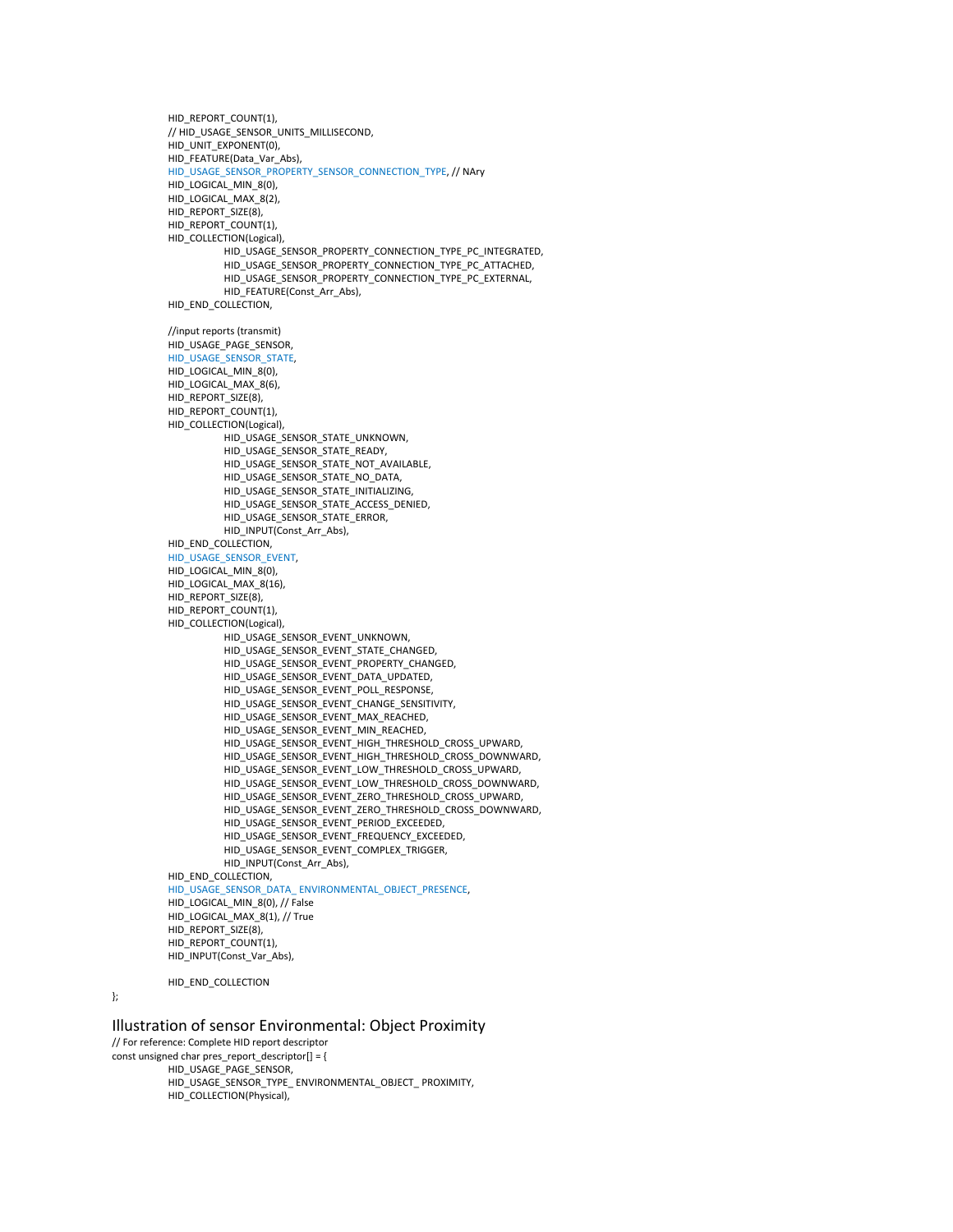```
        HID_REPORT_COUNT(1),
        // HID_USAGE_SENSOR_UNITS_MILLISECOND,
        HID_UNIT_EXPONENT(0),
        HID_FEATURE(Data_Var_Abs),
        HID_USAGE_SENSOR_PROPERTY_SENSOR_CONNECTION_TYPE, // NAry
        HID_LOGICAL_MIN_8(0),
        HID_LOGICAL_MAX_8(2),
        HID_REPORT_SIZE(8),
        HID_REPORT_COUNT(1),
        HID_COLLECTION(Logical),
                HID_USAGE_SENSOR_PROPERTY_CONNECTION_TYPE_PC_INTEGRATED,
                HID_USAGE_SENSOR_PROPERTY_CONNECTION_TYPE_PC_ATTACHED,
                HID_USAGE_SENSOR_PROPERTY_CONNECTION_TYPE_PC_EXTERNAL,
                HID_FEATURE(Const_Arr_Abs),
        HID_END_COLLECTION,

        //input reports (transmit)
        HID_USAGE_PAGE_SENSOR,
        HID_USAGE_SENSOR_STATE,
        HID_LOGICAL_MIN_8(0),
        HID_LOGICAL_MAX_8(6),
        HID_REPORT_SIZE(8),
        HID_REPORT_COUNT(1),
        HID_COLLECTION(Logical),
                HID_USAGE_SENSOR_STATE_UNKNOWN,
                HID_USAGE_SENSOR_STATE_READY,
                HID_USAGE_SENSOR_STATE_NOT_AVAILABLE,
                HID_USAGE_SENSOR_STATE_NO_DATA,
                HID_USAGE_SENSOR_STATE_INITIALIZING,
                HID_USAGE_SENSOR_STATE_ACCESS_DENIED,
                HID_USAGE_SENSOR_STATE_ERROR,
                HID_INPUT(Const_Arr_Abs),
        HID_END_COLLECTION,
        HID_USAGE_SENSOR_EVENT,
        HID_LOGICAL_MIN_8(0),
        HID_LOGICAL_MAX_8(16),
        HID_REPORT_SIZE(8),
        HID_REPORT_COUNT(1),
        HID_COLLECTION(Logical),
                HID_USAGE_SENSOR_EVENT_UNKNOWN,
                HID_USAGE_SENSOR_EVENT_STATE_CHANGED,
                HID_USAGE_SENSOR_EVENT_PROPERTY_CHANGED,
                HID_USAGE_SENSOR_EVENT_DATA_UPDATED,
                HID_USAGE_SENSOR_EVENT_POLL_RESPONSE,
                HID_USAGE_SENSOR_EVENT_CHANGE_SENSITIVITY,
                HID_USAGE_SENSOR_EVENT_MAX_REACHED,
                HID_USAGE_SENSOR_EVENT_MIN_REACHED,
                HID_USAGE_SENSOR_EVENT_HIGH_THRESHOLD_CROSS_UPWARD,
                HID_USAGE_SENSOR_EVENT_HIGH_THRESHOLD_CROSS_DOWNWARD,
                HID_USAGE_SENSOR_EVENT_LOW_THRESHOLD_CROSS_UPWARD,
                HID_USAGE_SENSOR_EVENT_LOW_THRESHOLD_CROSS_DOWNWARD,
                HID_USAGE_SENSOR_EVENT_ZERO_THRESHOLD_CROSS_UPWARD,
                HID_USAGE_SENSOR_EVENT_ZERO_THRESHOLD_CROSS_DOWNWARD,
                HID_USAGE_SENSOR_EVENT_PERIOD_EXCEEDED,
                HID_USAGE_SENSOR_EVENT_FREQUENCY_EXCEEDED,
                HID_USAGE_SENSOR_EVENT_COMPLEX_TRIGGER,
                HID_INPUT(Const_Arr_Abs),
        HID_END_COLLECTION,
        HID_USAGE_SENSOR_DATA_ ENVIRONMENTAL_OBJECT_PRESENCE,
        HID_LOGICAL_MIN_8(0), // False
        HID_LOGICAL_MAX_8(1), // True
        HID_REPORT_SIZE(8),
        HID_REPORT_COUNT(1),
        HID_INPUT(Const_Var_Abs),

        HID_END_COLLECTION
};
```

## Illustration of sensor Environmental: Object Proximity

```
// For reference: Complete HID report descriptor
const unsigned char pres_report_descriptor[] = {
        HID_USAGE_PAGE_SENSOR,
        HID_USAGE_SENSOR_TYPE_ ENVIRONMENTAL_OBJECT_ PROXIMITY,
        HID_COLLECTION(Physical),
```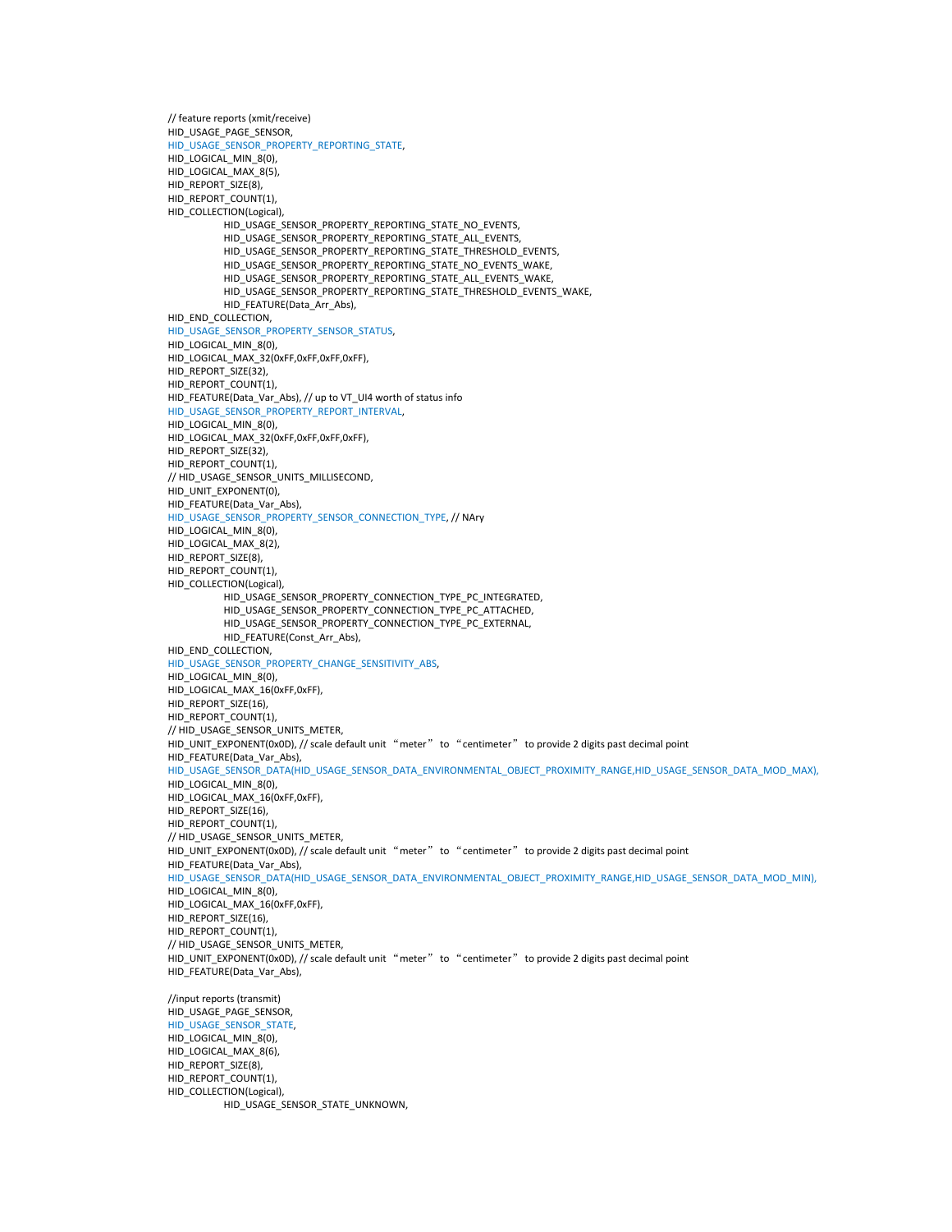```
// feature reports (xmit/receive)
HID_USAGE_PAGE_SENSOR,
HID_USAGE_SENSOR_PROPERTY_REPORTING_STATE,
HID_LOGICAL_MIN_8(0),
HID_LOGICAL_MAX_8(5),
HID_REPORT_SIZE(8),
HID_REPORT_COUNT(1),
HID_COLLECTION(Logical),
        HID_USAGE_SENSOR_PROPERTY_REPORTING_STATE_NO_EVENTS,
        HID_USAGE_SENSOR_PROPERTY_REPORTING_STATE_ALL_EVENTS,
        HID_USAGE_SENSOR_PROPERTY_REPORTING_STATE_THRESHOLD_EVENTS,
        HID_USAGE_SENSOR_PROPERTY_REPORTING_STATE_NO_EVENTS_WAKE,
        HID_USAGE_SENSOR_PROPERTY_REPORTING_STATE_ALL_EVENTS_WAKE,
        HID_USAGE_SENSOR_PROPERTY_REPORTING_STATE_THRESHOLD_EVENTS_WAKE,
        HID_FEATURE(Data_Arr_Abs),
HID_END_COLLECTION,
HID_USAGE_SENSOR_PROPERTY_SENSOR_STATUS,
HID_LOGICAL_MIN_8(0),
HID_LOGICAL_MAX_32(0xFF,0xFF,0xFF,0xFF),
HID_REPORT_SIZE(32),
HID_REPORT_COUNT(1),
HID_FEATURE(Data_Var_Abs), // up to VT_UI4 worth of status info
HID_USAGE_SENSOR_PROPERTY_REPORT_INTERVAL,
HID_LOGICAL_MIN_8(0),
HID_LOGICAL_MAX_32(0xFF,0xFF,0xFF,0xFF),
HID_REPORT_SIZE(32),
HID_REPORT_COUNT(1),
// HID_USAGE_SENSOR_UNITS_MILLISECOND,
HID_UNIT_EXPONENT(0),
HID_FEATURE(Data_Var_Abs),
HID_USAGE_SENSOR_PROPERTY_SENSOR_CONNECTION_TYPE, // NAry
HID_LOGICAL_MIN_8(0),
HID_LOGICAL_MAX_8(2),
HID_REPORT_SIZE(8),
HID_REPORT_COUNT(1),
HID_COLLECTION(Logical),
        HID_USAGE_SENSOR_PROPERTY_CONNECTION_TYPE_PC_INTEGRATED,
        HID_USAGE_SENSOR_PROPERTY_CONNECTION_TYPE_PC_ATTACHED,
        HID_USAGE_SENSOR_PROPERTY_CONNECTION_TYPE_PC_EXTERNAL,
        HID_FEATURE(Const_Arr_Abs),
HID_END_COLLECTION,
HID_USAGE_SENSOR_PROPERTY_CHANGE_SENSITIVITY_ABS,
HID_LOGICAL_MIN_8(0),
HID_LOGICAL_MAX_16(0xFF,0xFF),
HID_REPORT_SIZE(16),
HID_REPORT_COUNT(1),
// HID_USAGE_SENSOR_UNITS_METER,
HID_UNIT_EXPONENT(0x0D), // scale default unit "meter" to "centimeter" to provide 2 digits past decimal point
HID_FEATURE(Data_Var_Abs),
HID_USAGE_SENSOR_DATA(HID_USAGE_SENSOR_DATA_ENVIRONMENTAL_OBJECT_PROXIMITY_RANGE,HID_USAGE_SENSOR_DATA_MOD_MAX),
HID_LOGICAL_MIN_8(0),
HID_LOGICAL_MAX_16(0xFF,0xFF),
HID_REPORT_SIZE(16),
HID_REPORT_COUNT(1),
// HID_USAGE_SENSOR_UNITS_METER,
HID_UNIT_EXPONENT(0x0D), // scale default unit "meter" to "centimeter" to provide 2 digits past decimal point
HID_FEATURE(Data_Var_Abs),
HID_USAGE_SENSOR_DATA(HID_USAGE_SENSOR_DATA_ENVIRONMENTAL_OBJECT_PROXIMITY_RANGE,HID_USAGE_SENSOR_DATA_MOD_MIN),
HID_LOGICAL_MIN_8(0),
HID_LOGICAL_MAX_16(0xFF,0xFF),
HID_REPORT_SIZE(16),
HID_REPORT_COUNT(1),
// HID_USAGE_SENSOR_UNITS_METER,
HID_UNIT_EXPONENT(0x0D), // scale default unit "meter" to "centimeter" to provide 2 digits past decimal point
HID_FEATURE(Data_Var_Abs),

//input reports (transmit)
HID_USAGE_PAGE_SENSOR,
HID_USAGE_SENSOR_STATE,
HID_LOGICAL_MIN_8(0),
HID_LOGICAL_MAX_8(6),
HID_REPORT_SIZE(8),
HID_REPORT_COUNT(1),
HID_COLLECTION(Logical),
        HID_USAGE_SENSOR_STATE_UNKNOWN,
```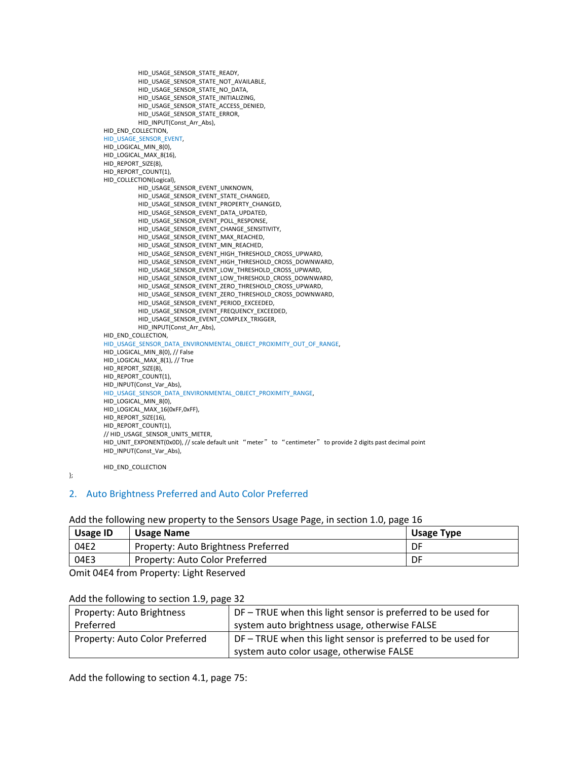```
                HID_USAGE_SENSOR_STATE_READY,
                HID_USAGE_SENSOR_STATE_NOT_AVAILABLE,
                HID_USAGE_SENSOR_STATE_NO_DATA,
                HID_USAGE_SENSOR_STATE_INITIALIZING,
                HID_USAGE_SENSOR_STATE_ACCESS_DENIED,
                HID_USAGE_SENSOR_STATE_ERROR,
                HID_INPUT(Const_Arr_Abs),
        HID_END_COLLECTION,
        HID_USAGE_SENSOR_EVENT,
        HID_LOGICAL_MIN_8(0),
        HID_LOGICAL_MAX_8(16),
        HID_REPORT_SIZE(8),
        HID_REPORT_COUNT(1),
        HID_COLLECTION(Logical),
                HID_USAGE_SENSOR_EVENT_UNKNOWN,
                HID_USAGE_SENSOR_EVENT_STATE_CHANGED,
                HID_USAGE_SENSOR_EVENT_PROPERTY_CHANGED,
                HID_USAGE_SENSOR_EVENT_DATA_UPDATED,
                HID_USAGE_SENSOR_EVENT_POLL_RESPONSE,
                HID_USAGE_SENSOR_EVENT_CHANGE_SENSITIVITY,
                HID_USAGE_SENSOR_EVENT_MAX_REACHED,
                HID_USAGE_SENSOR_EVENT_MIN_REACHED,
                HID_USAGE_SENSOR_EVENT_HIGH_THRESHOLD_CROSS_UPWARD,
                HID_USAGE_SENSOR_EVENT_HIGH_THRESHOLD_CROSS_DOWNWARD,
                HID_USAGE_SENSOR_EVENT_LOW_THRESHOLD_CROSS_UPWARD,
                HID_USAGE_SENSOR_EVENT_LOW_THRESHOLD_CROSS_DOWNWARD,
                HID_USAGE_SENSOR_EVENT_ZERO_THRESHOLD_CROSS_UPWARD,
                HID_USAGE_SENSOR_EVENT_ZERO_THRESHOLD_CROSS_DOWNWARD,
                HID_USAGE_SENSOR_EVENT_PERIOD_EXCEEDED,
                HID_USAGE_SENSOR_EVENT_FREQUENCY_EXCEEDED,
                HID_USAGE_SENSOR_EVENT_COMPLEX_TRIGGER,
                HID_INPUT(Const_Arr_Abs),
        HID_END_COLLECTION,
        HID_USAGE_SENSOR_DATA_ENVIRONMENTAL_OBJECT_PROXIMITY_OUT_OF_RANGE,
        HID_LOGICAL_MIN_8(0), // False
        HID_LOGICAL_MAX_8(1), // True
        HID_REPORT_SIZE(8),
        HID_REPORT_COUNT(1),
        HID_INPUT(Const_Var_Abs),
        HID_USAGE_SENSOR_DATA_ENVIRONMENTAL_OBJECT_PROXIMITY_RANGE,
        HID_LOGICAL_MIN_8(0),
        HID_LOGICAL_MAX_16(0xFF,0xFF),
        HID_REPORT_SIZE(16),
        HID_REPORT_COUNT(1),
        // HID_USAGE_SENSOR_UNITS_METER,
        HID_UNIT_EXPONENT(0x0D), // scale default unit "meter" to "centimeter" to provide 2 digits past decimal point
        HID_INPUT(Const_Var_Abs),

        HID_END_COLLECTION
};
```

## 2. Auto Brightness Preferred and Auto Color Preferred

Add the following new property to the Sensors Usage Page, in section 1.0, page 16

| Usage ID | Usage Name | Usage Type |
|---|---|---|
| 04E2 | Property: Auto Brightness Preferred | DF |
| 04E3 | Property: Auto Color Preferred | DF |

Omit 04E4 from Property: Light Reserved

Add the following to section 1.9, page 32

| | |
|---|---|
| Property: Auto Brightness Preferred | DF – TRUE when this light sensor is preferred to be used for system auto brightness usage, otherwise FALSE |
| Property: Auto Color Preferred | DF – TRUE when this light sensor is preferred to be used for system auto color usage, otherwise FALSE |

Add the following to section 4.1, page 75: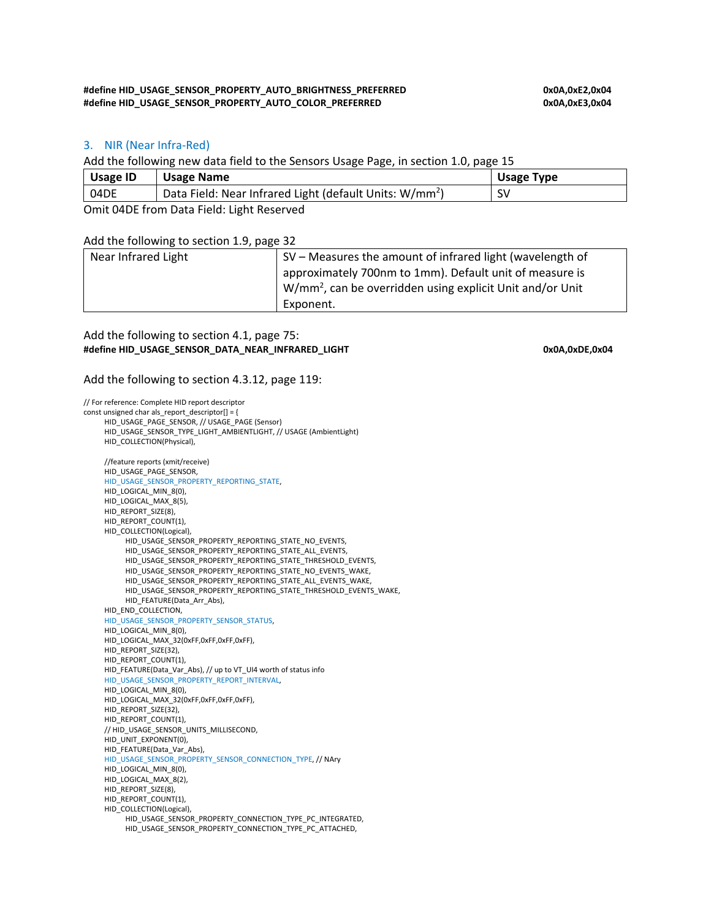```
#define HID_USAGE_SENSOR_PROPERTY_AUTO_BRIGHTNESS_PREFERRED                    0x0A,0xE2,0x04
#define HID_USAGE_SENSOR_PROPERTY_AUTO_COLOR_PREFERRED                         0x0A,0xE3,0x04
```

## 3. NIR (Near Infra-Red)

Add the following new data field to the Sensors Usage Page, in section 1.0, page 15

| Usage ID | Usage Name | Usage Type |
|---|---|---|
| 04DE | Data Field: Near Infrared Light (default Units: $W/mm^2$) | SV |

Omit 04DE from Data Field: Light Reserved

Add the following to section 1.9, page 32

| Near Infrared Light | SV – Measures the amount of infrared light (wavelength of approximately 700nm to 1mm). Default unit of measure is $W/mm^2$, can be overridden using explicit Unit and/or Unit Exponent. |
|---|---|

Add the following to section 4.1, page 75:

```
#define HID_USAGE_SENSOR_DATA_NEAR_INFRARED_LIGHT                              0x0A,0xDE,0x04
```

Add the following to section 4.3.12, page 119:

```
// For reference: Complete HID report descriptor
const unsigned char als_report_descriptor[] = {
    HID_USAGE_PAGE_SENSOR, // USAGE_PAGE (Sensor)
    HID_USAGE_SENSOR_TYPE_LIGHT_AMBIENTLIGHT, // USAGE (AmbientLight)
    HID_COLLECTION(Physical),

    //feature reports (xmit/receive)
    HID_USAGE_PAGE_SENSOR,
    HID_USAGE_SENSOR_PROPERTY_REPORTING_STATE,
    HID_LOGICAL_MIN_8(0),
    HID_LOGICAL_MAX_8(5),
    HID_REPORT_SIZE(8),
    HID_REPORT_COUNT(1),
    HID_COLLECTION(Logical),
        HID_USAGE_SENSOR_PROPERTY_REPORTING_STATE_NO_EVENTS,
        HID_USAGE_SENSOR_PROPERTY_REPORTING_STATE_ALL_EVENTS,
        HID_USAGE_SENSOR_PROPERTY_REPORTING_STATE_THRESHOLD_EVENTS,
        HID_USAGE_SENSOR_PROPERTY_REPORTING_STATE_NO_EVENTS_WAKE,
        HID_USAGE_SENSOR_PROPERTY_REPORTING_STATE_ALL_EVENTS_WAKE,
        HID_USAGE_SENSOR_PROPERTY_REPORTING_STATE_THRESHOLD_EVENTS_WAKE,
        HID_FEATURE(Data_Arr_Abs),
    HID_END_COLLECTION,
    HID_USAGE_SENSOR_PROPERTY_SENSOR_STATUS,
    HID_LOGICAL_MIN_8(0),
    HID_LOGICAL_MAX_32(0xFF,0xFF,0xFF,0xFF),
    HID_REPORT_SIZE(32),
    HID_REPORT_COUNT(1),
    HID_FEATURE(Data_Var_Abs), // up to VT_UI4 worth of status info
    HID_USAGE_SENSOR_PROPERTY_REPORT_INTERVAL,
    HID_LOGICAL_MIN_8(0),
    HID_LOGICAL_MAX_32(0xFF,0xFF,0xFF,0xFF),
    HID_REPORT_SIZE(32),
    HID_REPORT_COUNT(1),
    // HID_USAGE_SENSOR_UNITS_MILLISECOND,
    HID_UNIT_EXPONENT(0),
    HID_FEATURE(Data_Var_Abs),
    HID_USAGE_SENSOR_PROPERTY_SENSOR_CONNECTION_TYPE, // NAry
    HID_LOGICAL_MIN_8(0),
    HID_LOGICAL_MAX_8(2),
    HID_REPORT_SIZE(8),
    HID_REPORT_COUNT(1),
    HID_COLLECTION(Logical),
        HID_USAGE_SENSOR_PROPERTY_CONNECTION_TYPE_PC_INTEGRATED,
        HID_USAGE_SENSOR_PROPERTY_CONNECTION_TYPE_PC_ATTACHED,
```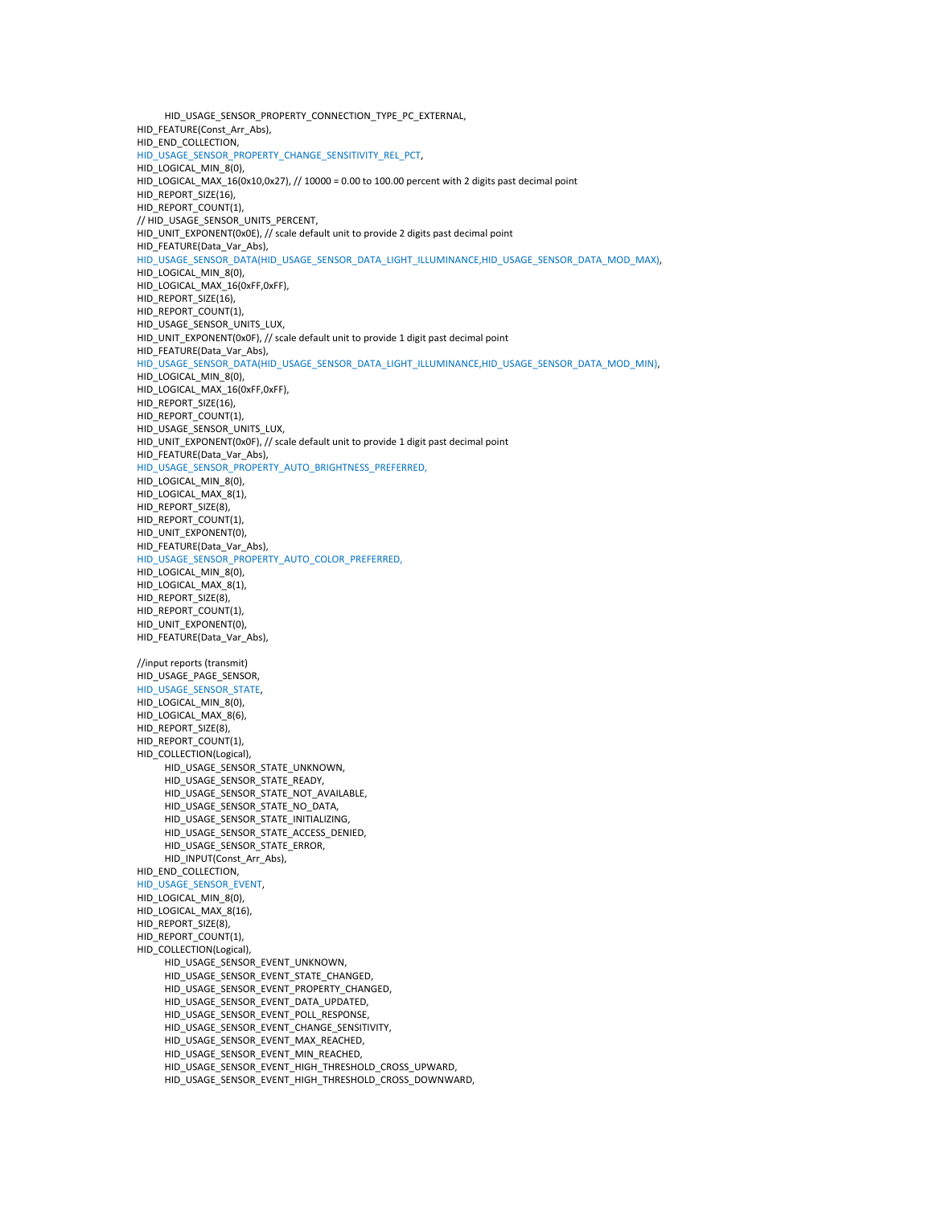```
        HID_USAGE_SENSOR_PROPERTY_CONNECTION_TYPE_PC_EXTERNAL,
    HID_FEATURE(Const_Arr_Abs),
    HID_END_COLLECTION,
    HID_USAGE_SENSOR_PROPERTY_CHANGE_SENSITIVITY_REL_PCT,
    HID_LOGICAL_MIN_8(0),
    HID_LOGICAL_MAX_16(0x10,0x27), // 10000 = 0.00 to 100.00 percent with 2 digits past decimal point
    HID_REPORT_SIZE(16),
    HID_REPORT_COUNT(1),
    // HID_USAGE_SENSOR_UNITS_PERCENT,
    HID_UNIT_EXPONENT(0x0E), // scale default unit to provide 2 digits past decimal point
    HID_FEATURE(Data_Var_Abs),
    HID_USAGE_SENSOR_DATA(HID_USAGE_SENSOR_DATA_LIGHT_ILLUMINANCE,HID_USAGE_SENSOR_DATA_MOD_MAX),
    HID_LOGICAL_MIN_8(0),
    HID_LOGICAL_MAX_16(0xFF,0xFF),
    HID_REPORT_SIZE(16),
    HID_REPORT_COUNT(1),
    HID_USAGE_SENSOR_UNITS_LUX,
    HID_UNIT_EXPONENT(0x0F), // scale default unit to provide 1 digit past decimal point
    HID_FEATURE(Data_Var_Abs),
    HID_USAGE_SENSOR_DATA(HID_USAGE_SENSOR_DATA_LIGHT_ILLUMINANCE,HID_USAGE_SENSOR_DATA_MOD_MIN),
    HID_LOGICAL_MIN_8(0),
    HID_LOGICAL_MAX_16(0xFF,0xFF),
    HID_REPORT_SIZE(16),
    HID_REPORT_COUNT(1),
    HID_USAGE_SENSOR_UNITS_LUX,
    HID_UNIT_EXPONENT(0x0F), // scale default unit to provide 1 digit past decimal point
    HID_FEATURE(Data_Var_Abs),
    HID_USAGE_SENSOR_PROPERTY_AUTO_BRIGHTNESS_PREFERRED,
    HID_LOGICAL_MIN_8(0),
    HID_LOGICAL_MAX_8(1),
    HID_REPORT_SIZE(8),
    HID_REPORT_COUNT(1),
    HID_UNIT_EXPONENT(0),
    HID_FEATURE(Data_Var_Abs),
    HID_USAGE_SENSOR_PROPERTY_AUTO_COLOR_PREFERRED,
    HID_LOGICAL_MIN_8(0),
    HID_LOGICAL_MAX_8(1),
    HID_REPORT_SIZE(8),
    HID_REPORT_COUNT(1),
    HID_UNIT_EXPONENT(0),
    HID_FEATURE(Data_Var_Abs),

    //input reports (transmit)
    HID_USAGE_PAGE_SENSOR,
    HID_USAGE_SENSOR_STATE,
    HID_LOGICAL_MIN_8(0),
    HID_LOGICAL_MAX_8(6),
    HID_REPORT_SIZE(8),
    HID_REPORT_COUNT(1),
    HID_COLLECTION(Logical),
        HID_USAGE_SENSOR_STATE_UNKNOWN,
        HID_USAGE_SENSOR_STATE_READY,
        HID_USAGE_SENSOR_STATE_NOT_AVAILABLE,
        HID_USAGE_SENSOR_STATE_NO_DATA,
        HID_USAGE_SENSOR_STATE_INITIALIZING,
        HID_USAGE_SENSOR_STATE_ACCESS_DENIED,
        HID_USAGE_SENSOR_STATE_ERROR,
        HID_INPUT(Const_Arr_Abs),
    HID_END_COLLECTION,
    HID_USAGE_SENSOR_EVENT,
    HID_LOGICAL_MIN_8(0),
    HID_LOGICAL_MAX_8(16),
    HID_REPORT_SIZE(8),
    HID_REPORT_COUNT(1),
    HID_COLLECTION(Logical),
        HID_USAGE_SENSOR_EVENT_UNKNOWN,
        HID_USAGE_SENSOR_EVENT_STATE_CHANGED,
        HID_USAGE_SENSOR_EVENT_PROPERTY_CHANGED,
        HID_USAGE_SENSOR_EVENT_DATA_UPDATED,
        HID_USAGE_SENSOR_EVENT_POLL_RESPONSE,
        HID_USAGE_SENSOR_EVENT_CHANGE_SENSITIVITY,
        HID_USAGE_SENSOR_EVENT_MAX_REACHED,
        HID_USAGE_SENSOR_EVENT_MIN_REACHED,
        HID_USAGE_SENSOR_EVENT_HIGH_THRESHOLD_CROSS_UPWARD,
        HID_USAGE_SENSOR_EVENT_HIGH_THRESHOLD_CROSS_DOWNWARD,
```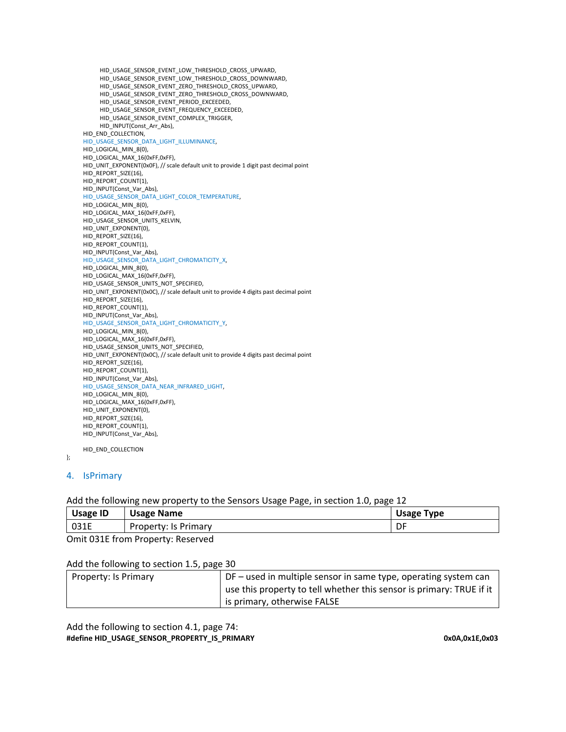```
            HID_USAGE_SENSOR_EVENT_LOW_THRESHOLD_CROSS_UPWARD,
            HID_USAGE_SENSOR_EVENT_LOW_THRESHOLD_CROSS_DOWNWARD,
            HID_USAGE_SENSOR_EVENT_ZERO_THRESHOLD_CROSS_UPWARD,
            HID_USAGE_SENSOR_EVENT_ZERO_THRESHOLD_CROSS_DOWNWARD,
            HID_USAGE_SENSOR_EVENT_PERIOD_EXCEEDED,
            HID_USAGE_SENSOR_EVENT_FREQUENCY_EXCEEDED,
            HID_USAGE_SENSOR_EVENT_COMPLEX_TRIGGER,
            HID_INPUT(Const_Arr_Abs),
        HID_END_COLLECTION,
        HID_USAGE_SENSOR_DATA_LIGHT_ILLUMINANCE,
        HID_LOGICAL_MIN_8(0),
        HID_LOGICAL_MAX_16(0xFF,0xFF),
        HID_UNIT_EXPONENT(0x0F), // scale default unit to provide 1 digit past decimal point
        HID_REPORT_SIZE(16),
        HID_REPORT_COUNT(1),
        HID_INPUT(Const_Var_Abs),
        HID_USAGE_SENSOR_DATA_LIGHT_COLOR_TEMPERATURE,
        HID_LOGICAL_MIN_8(0),
        HID_LOGICAL_MAX_16(0xFF,0xFF),
        HID_USAGE_SENSOR_UNITS_KELVIN,
        HID_UNIT_EXPONENT(0),
        HID_REPORT_SIZE(16),
        HID_REPORT_COUNT(1),
        HID_INPUT(Const_Var_Abs),
        HID_USAGE_SENSOR_DATA_LIGHT_CHROMATICITY_X,
        HID_LOGICAL_MIN_8(0),
        HID_LOGICAL_MAX_16(0xFF,0xFF),
        HID_USAGE_SENSOR_UNITS_NOT_SPECIFIED,
        HID_UNIT_EXPONENT(0x0C), // scale default unit to provide 4 digits past decimal point
        HID_REPORT_SIZE(16),
        HID_REPORT_COUNT(1),
        HID_INPUT(Const_Var_Abs),
        HID_USAGE_SENSOR_DATA_LIGHT_CHROMATICITY_Y,
        HID_LOGICAL_MIN_8(0),
        HID_LOGICAL_MAX_16(0xFF,0xFF),
        HID_USAGE_SENSOR_UNITS_NOT_SPECIFIED,
        HID_UNIT_EXPONENT(0x0C), // scale default unit to provide 4 digits past decimal point
        HID_REPORT_SIZE(16),
        HID_REPORT_COUNT(1),
        HID_INPUT(Const_Var_Abs),
        HID_USAGE_SENSOR_DATA_NEAR_INFRARED_LIGHT,
        HID_LOGICAL_MIN_8(0),
        HID_LOGICAL_MAX_16(0xFF,0xFF),
        HID_UNIT_EXPONENT(0),
        HID_REPORT_SIZE(16),
        HID_REPORT_COUNT(1),
        HID_INPUT(Const_Var_Abs),

        HID_END_COLLECTION
};
```

## 4. IsPrimary

Add the following new property to the Sensors Usage Page, in section 1.0, page 12

| Usage ID | Usage Name | Usage Type |
|---|---|---|
| 031E | Property: Is Primary | DF |

Omit 031E from Property: Reserved

Add the following to section 1.5, page 30

| Property: Is Primary | DF – used in multiple sensor in same type, operating system can use this property to tell whether this sensor is primary: TRUE if it is primary, otherwise FALSE |
|---|---|

Add the following to section 4.1, page 74:

**#define HID_USAGE_SENSOR_PROPERTY_IS_PRIMARY** **0x0A,0x1E,0x03**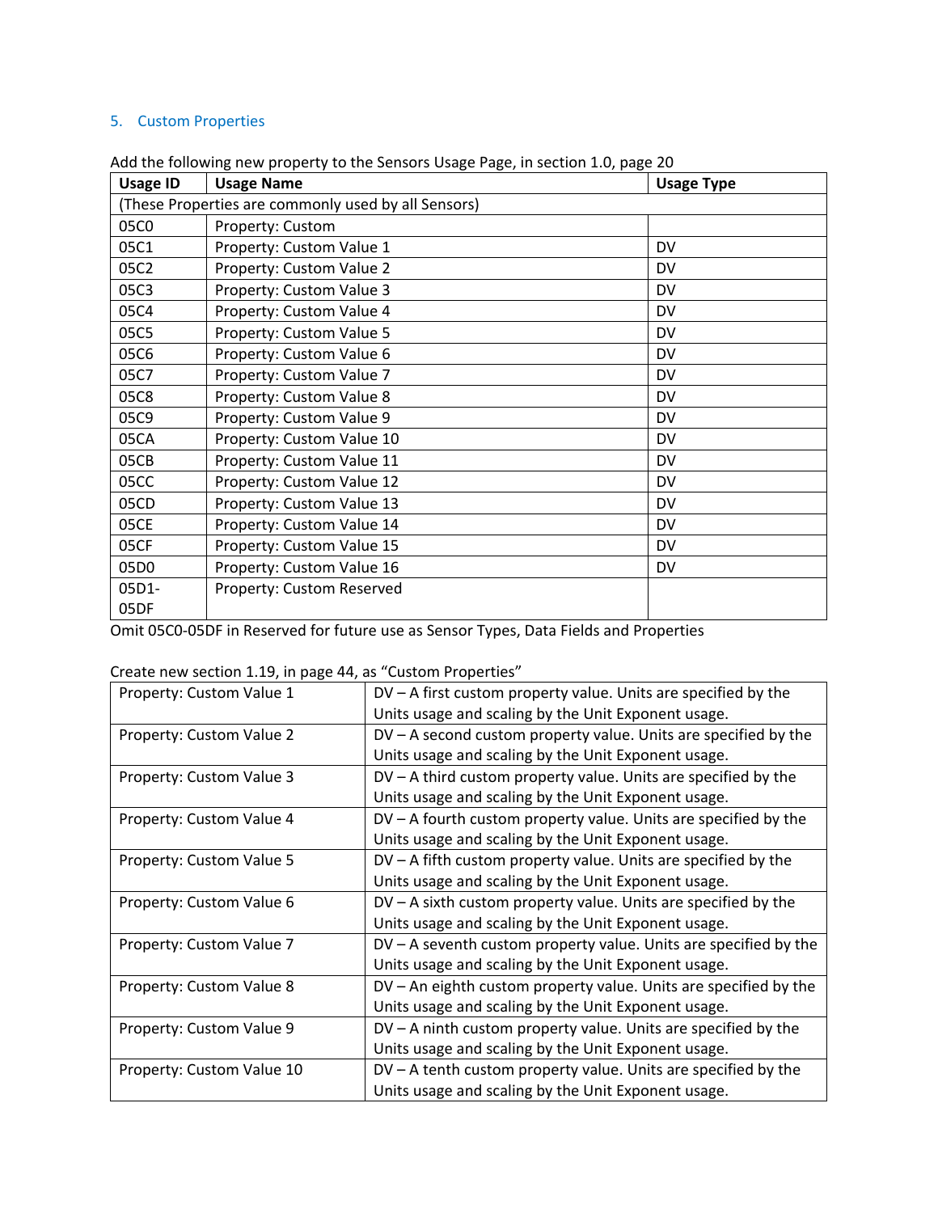## 5. Custom Properties

Add the following new property to the Sensors Usage Page, in section 1.0, page 20

| Usage ID | Usage Name | Usage Type |
|---|---|---|
| (These Properties are commonly used by all Sensors) | | |
| 05C0 | Property: Custom | |
| 05C1 | Property: Custom Value 1 | DV |
| 05C2 | Property: Custom Value 2 | DV |
| 05C3 | Property: Custom Value 3 | DV |
| 05C4 | Property: Custom Value 4 | DV |
| 05C5 | Property: Custom Value 5 | DV |
| 05C6 | Property: Custom Value 6 | DV |
| 05C7 | Property: Custom Value 7 | DV |
| 05C8 | Property: Custom Value 8 | DV |
| 05C9 | Property: Custom Value 9 | DV |
| 05CA | Property: Custom Value 10 | DV |
| 05CB | Property: Custom Value 11 | DV |
| 05CC | Property: Custom Value 12 | DV |
| 05CD | Property: Custom Value 13 | DV |
| 05CE | Property: Custom Value 14 | DV |
| 05CF | Property: Custom Value 15 | DV |
| 05D0 | Property: Custom Value 16 | DV |
| 05D1-05DF | Property: Custom Reserved | |

Omit 05C0-05DF in Reserved for future use as Sensor Types, Data Fields and Properties

Create new section 1.19, in page 44, as "Custom Properties"

| | |
|---|---|
| Property: Custom Value 1 | DV – A first custom property value. Units are specified by the Units usage and scaling by the Unit Exponent usage. |
| Property: Custom Value 2 | DV – A second custom property value. Units are specified by the Units usage and scaling by the Unit Exponent usage. |
| Property: Custom Value 3 | DV – A third custom property value. Units are specified by the Units usage and scaling by the Unit Exponent usage. |
| Property: Custom Value 4 | DV – A fourth custom property value. Units are specified by the Units usage and scaling by the Unit Exponent usage. |
| Property: Custom Value 5 | DV – A fifth custom property value. Units are specified by the Units usage and scaling by the Unit Exponent usage. |
| Property: Custom Value 6 | DV – A sixth custom property value. Units are specified by the Units usage and scaling by the Unit Exponent usage. |
| Property: Custom Value 7 | DV – A seventh custom property value. Units are specified by the Units usage and scaling by the Unit Exponent usage. |
| Property: Custom Value 8 | DV – An eighth custom property value. Units are specified by the Units usage and scaling by the Unit Exponent usage. |
| Property: Custom Value 9 | DV – A ninth custom property value. Units are specified by the Units usage and scaling by the Unit Exponent usage. |
| Property: Custom Value 10 | DV – A tenth custom property value. Units are specified by the Units usage and scaling by the Unit Exponent usage. |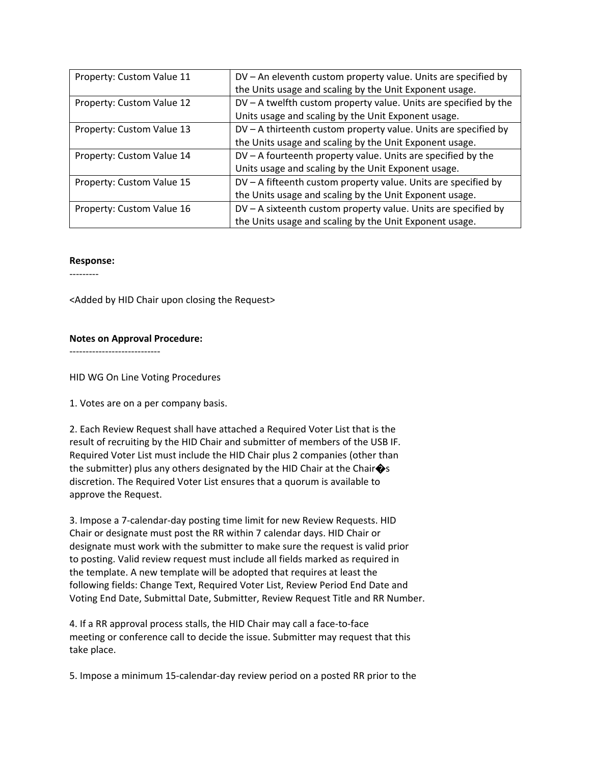| Property: Custom Value 11 | DV – An eleventh custom property value. Units are specified by the Units usage and scaling by the Unit Exponent usage. |
|---|---|
| Property: Custom Value 12 | DV – A twelfth custom property value. Units are specified by the Units usage and scaling by the Unit Exponent usage. |
| Property: Custom Value 13 | DV – A thirteenth custom property value. Units are specified by the Units usage and scaling by the Unit Exponent usage. |
| Property: Custom Value 14 | DV – A fourteenth property value. Units are specified by the Units usage and scaling by the Unit Exponent usage. |
| Property: Custom Value 15 | DV – A fifteenth custom property value. Units are specified by the Units usage and scaling by the Unit Exponent usage. |
| Property: Custom Value 16 | DV – A sixteenth custom property value. Units are specified by the Units usage and scaling by the Unit Exponent usage. |

**Response:**
---------

<Added by HID Chair upon closing the Request>

**Notes on Approval Procedure:**
----------------------------

HID WG On Line Voting Procedures

1. Votes are on a per company basis.

2. Each Review Request shall have attached a Required Voter List that is the result of recruiting by the HID Chair and submitter of members of the USB IF. Required Voter List must include the HID Chair plus 2 companies (other than the submitter) plus any others designated by the HID Chair at the Chair�s discretion. The Required Voter List ensures that a quorum is available to approve the Request.

3. Impose a 7-calendar-day posting time limit for new Review Requests. HID Chair or designate must post the RR within 7 calendar days. HID Chair or designate must work with the submitter to make sure the request is valid prior to posting. Valid review request must include all fields marked as required in the template. A new template will be adopted that requires at least the following fields: Change Text, Required Voter List, Review Period End Date and Voting End Date, Submittal Date, Submitter, Review Request Title and RR Number.

4. If a RR approval process stalls, the HID Chair may call a face-to-face meeting or conference call to decide the issue. Submitter may request that this take place.

5. Impose a minimum 15-calendar-day review period on a posted RR prior to the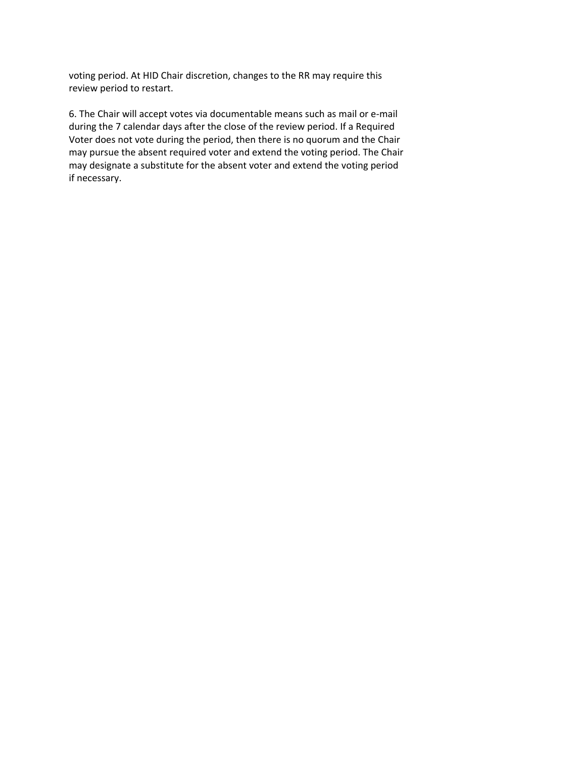voting period. At HID Chair discretion, changes to the RR may require this review period to restart.

6. The Chair will accept votes via documentable means such as mail or e-mail during the 7 calendar days after the close of the review period. If a Required Voter does not vote during the period, then there is no quorum and the Chair may pursue the absent required voter and extend the voting period. The Chair may designate a substitute for the absent voter and extend the voting period if necessary.